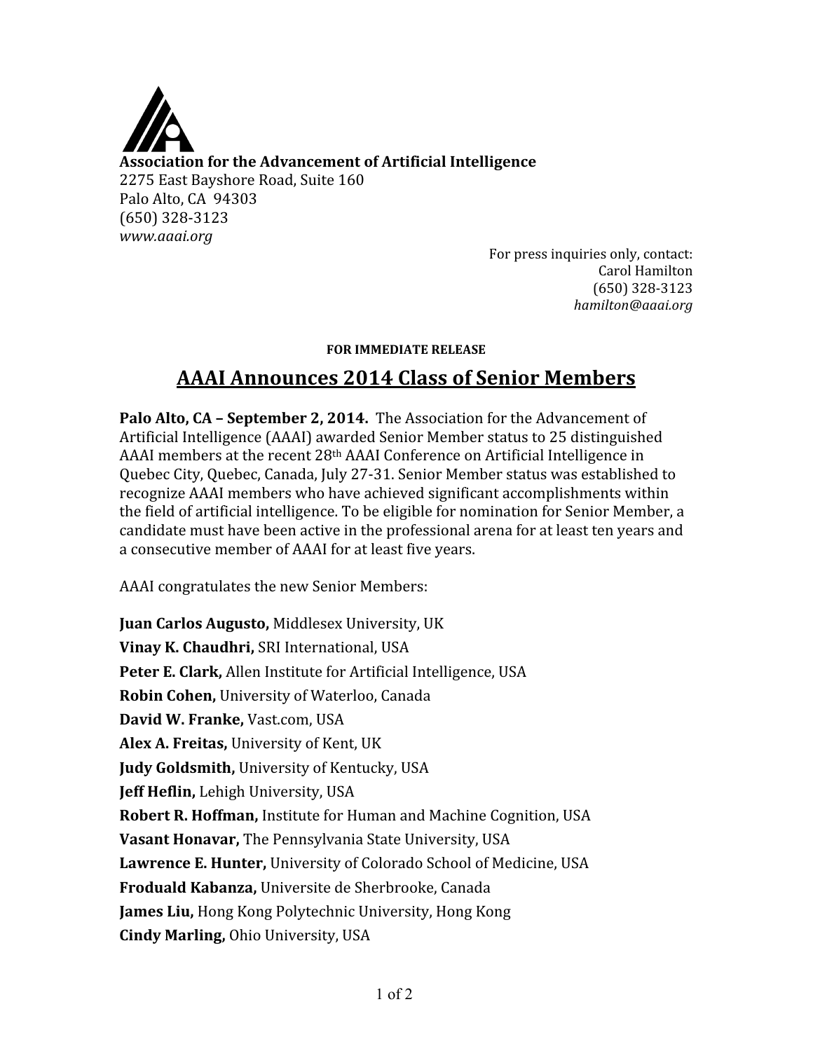**Association for the Advancement of Artificial Intelligence**
2275 East Bayshore Road, Suite 160
Palo Alto, CA 94303
(650) 328-3123
*www.aaai.org*

For press inquiries only, contact:
Carol Hamilton
(650) 328-3123
*hamilton@aaai.org*

**FOR IMMEDIATE RELEASE**

# AAAI Announces 2014 Class of Senior Members

**Palo Alto, CA – September 2, 2014.** The Association for the Advancement of Artificial Intelligence (AAAI) awarded Senior Member status to 25 distinguished AAAI members at the recent 28th AAAI Conference on Artificial Intelligence in Quebec City, Quebec, Canada, July 27-31. Senior Member status was established to recognize AAAI members who have achieved significant accomplishments within the field of artificial intelligence. To be eligible for nomination for Senior Member, a candidate must have been active in the professional arena for at least ten years and a consecutive member of AAAI for at least five years.

AAAI congratulates the new Senior Members:

**Juan Carlos Augusto,** Middlesex University, UK
**Vinay K. Chaudhri,** SRI International, USA
**Peter E. Clark,** Allen Institute for Artificial Intelligence, USA
**Robin Cohen,** University of Waterloo, Canada
**David W. Franke,** Vast.com, USA
**Alex A. Freitas,** University of Kent, UK
**Judy Goldsmith,** University of Kentucky, USA
**Jeff Heflin,** Lehigh University, USA
**Robert R. Hoffman,** Institute for Human and Machine Cognition, USA
**Vasant Honavar,** The Pennsylvania State University, USA
**Lawrence E. Hunter,** University of Colorado School of Medicine, USA
**Froduald Kabanza,** Universite de Sherbrooke, Canada
**James Liu,** Hong Kong Polytechnic University, Hong Kong
**Cindy Marling,** Ohio University, USA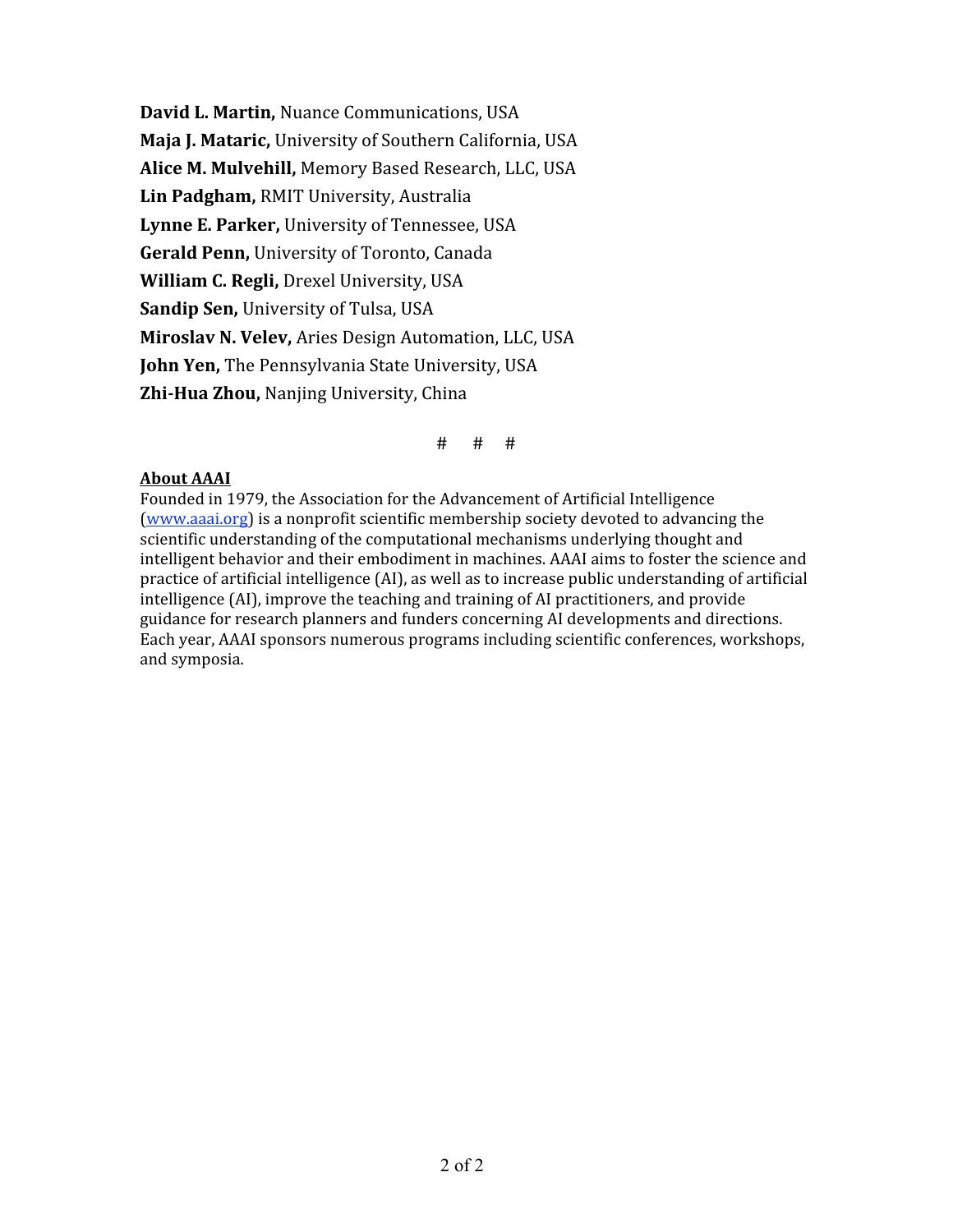**David L. Martin,** Nuance Communications, USA
**Maja J. Mataric,** University of Southern California, USA
**Alice M. Mulvehill,** Memory Based Research, LLC, USA
**Lin Padgham,** RMIT University, Australia
**Lynne E. Parker,** University of Tennessee, USA
**Gerald Penn,** University of Toronto, Canada
**William C. Regli,** Drexel University, USA
**Sandip Sen,** University of Tulsa, USA
**Miroslav N. Velev,** Aries Design Automation, LLC, USA
**John Yen,** The Pennsylvania State University, USA
**Zhi-Hua Zhou,** Nanjing University, China

\# # #

**About AAAI**

Founded in 1979, the Association for the Advancement of Artificial Intelligence (www.aaai.org) is a nonprofit scientific membership society devoted to advancing the scientific understanding of the computational mechanisms underlying thought and intelligent behavior and their embodiment in machines. AAAI aims to foster the science and practice of artificial intelligence (AI), as well as to increase public understanding of artificial intelligence (AI), improve the teaching and training of AI practitioners, and provide guidance for research planners and funders concerning AI developments and directions. Each year, AAAI sponsors numerous programs including scientific conferences, workshops, and symposia.